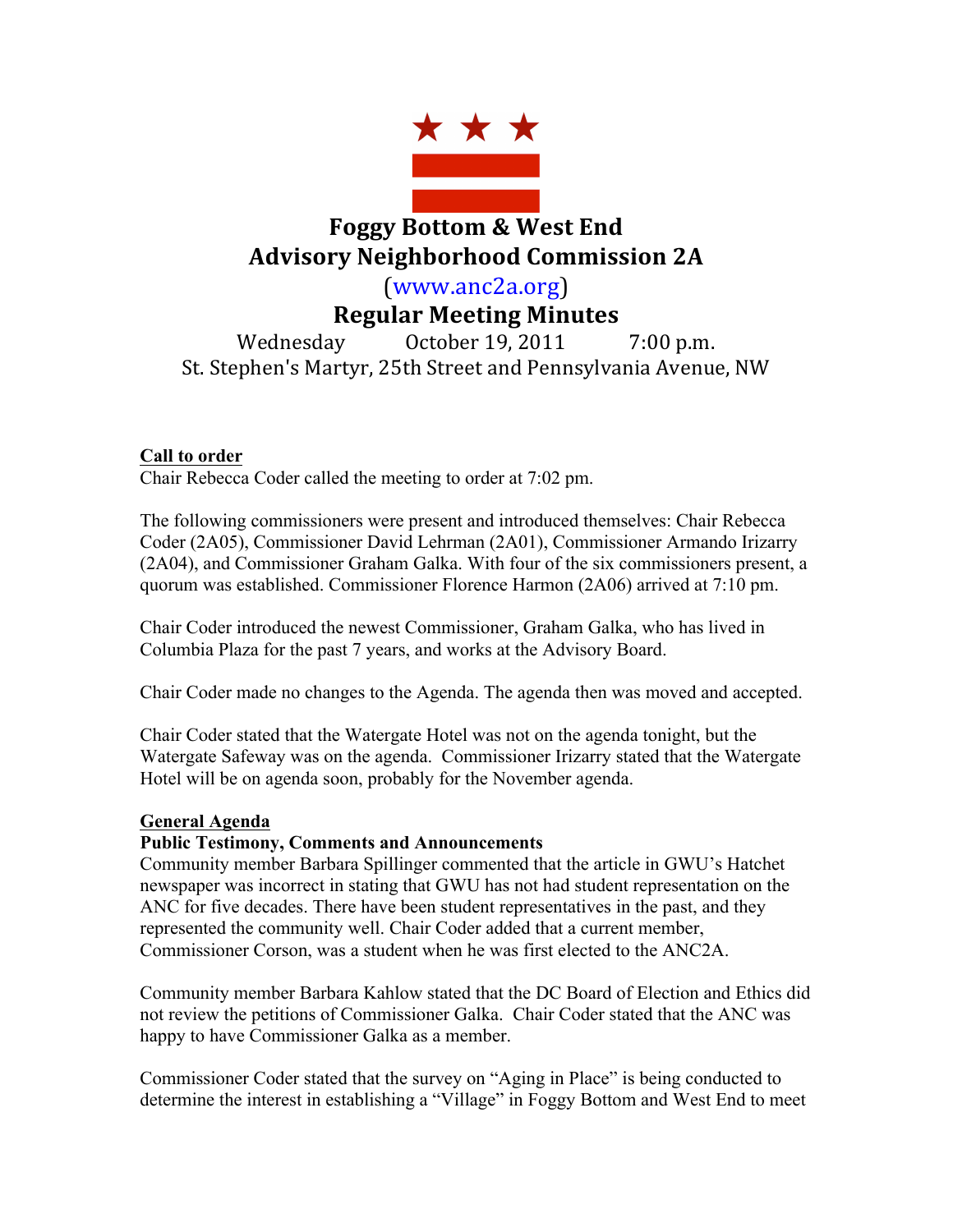# Foggy Bottom & West End
# Advisory Neighborhood Commission 2A

(www.anc2a.org)

## Regular Meeting Minutes

Wednesday October 19, 2011 7:00 p.m.

St. Stephen's Martyr, 25th Street and Pennsylvania Avenue, NW

**Call to order**

Chair Rebecca Coder called the meeting to order at 7:02 pm.

The following commissioners were present and introduced themselves: Chair Rebecca Coder (2A05), Commissioner David Lehrman (2A01), Commissioner Armando Irizarry (2A04), and Commissioner Graham Galka. With four of the six commissioners present, a quorum was established. Commissioner Florence Harmon (2A06) arrived at 7:10 pm.

Chair Coder introduced the newest Commissioner, Graham Galka, who has lived in Columbia Plaza for the past 7 years, and works at the Advisory Board.

Chair Coder made no changes to the Agenda. The agenda then was moved and accepted.

Chair Coder stated that the Watergate Hotel was not on the agenda tonight, but the Watergate Safeway was on the agenda. Commissioner Irizarry stated that the Watergate Hotel will be on agenda soon, probably for the November agenda.

**General Agenda**

**Public Testimony, Comments and Announcements**

Community member Barbara Spillinger commented that the article in GWU's Hatchet newspaper was incorrect in stating that GWU has not had student representation on the ANC for five decades. There have been student representatives in the past, and they represented the community well. Chair Coder added that a current member, Commissioner Corson, was a student when he was first elected to the ANC2A.

Community member Barbara Kahlow stated that the DC Board of Election and Ethics did not review the petitions of Commissioner Galka. Chair Coder stated that the ANC was happy to have Commissioner Galka as a member.

Commissioner Coder stated that the survey on "Aging in Place" is being conducted to determine the interest in establishing a "Village" in Foggy Bottom and West End to meet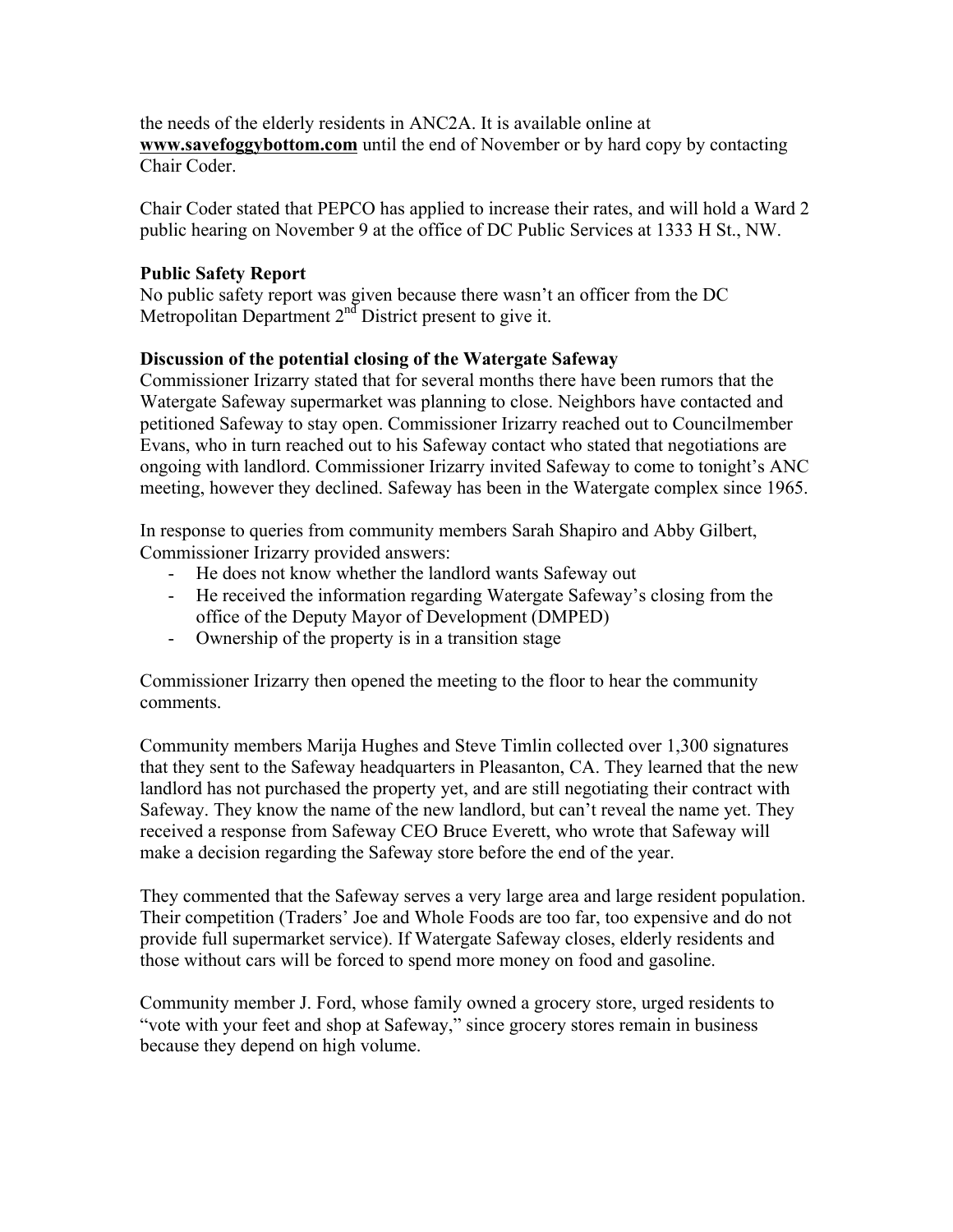the needs of the elderly residents in ANC2A. It is available online at **www.savefoggybottom.com** until the end of November or by hard copy by contacting Chair Coder.

Chair Coder stated that PEPCO has applied to increase their rates, and will hold a Ward 2 public hearing on November 9 at the office of DC Public Services at 1333 H St., NW.

**Public Safety Report**
No public safety report was given because there wasn't an officer from the DC Metropolitan Department 2nd District present to give it.

**Discussion of the potential closing of the Watergate Safeway**
Commissioner Irizarry stated that for several months there have been rumors that the Watergate Safeway supermarket was planning to close. Neighbors have contacted and petitioned Safeway to stay open. Commissioner Irizarry reached out to Councilmember Evans, who in turn reached out to his Safeway contact who stated that negotiations are ongoing with landlord. Commissioner Irizarry invited Safeway to come to tonight's ANC meeting, however they declined. Safeway has been in the Watergate complex since 1965.

In response to queries from community members Sarah Shapiro and Abby Gilbert, Commissioner Irizarry provided answers:

- He does not know whether the landlord wants Safeway out
- He received the information regarding Watergate Safeway's closing from the office of the Deputy Mayor of Development (DMPED)
- Ownership of the property is in a transition stage

Commissioner Irizarry then opened the meeting to the floor to hear the community comments.

Community members Marija Hughes and Steve Timlin collected over 1,300 signatures that they sent to the Safeway headquarters in Pleasanton, CA. They learned that the new landlord has not purchased the property yet, and are still negotiating their contract with Safeway. They know the name of the new landlord, but can't reveal the name yet. They received a response from Safeway CEO Bruce Everett, who wrote that Safeway will make a decision regarding the Safeway store before the end of the year.

They commented that the Safeway serves a very large area and large resident population. Their competition (Traders' Joe and Whole Foods are too far, too expensive and do not provide full supermarket service). If Watergate Safeway closes, elderly residents and those without cars will be forced to spend more money on food and gasoline.

Community member J. Ford, whose family owned a grocery store, urged residents to "vote with your feet and shop at Safeway," since grocery stores remain in business because they depend on high volume.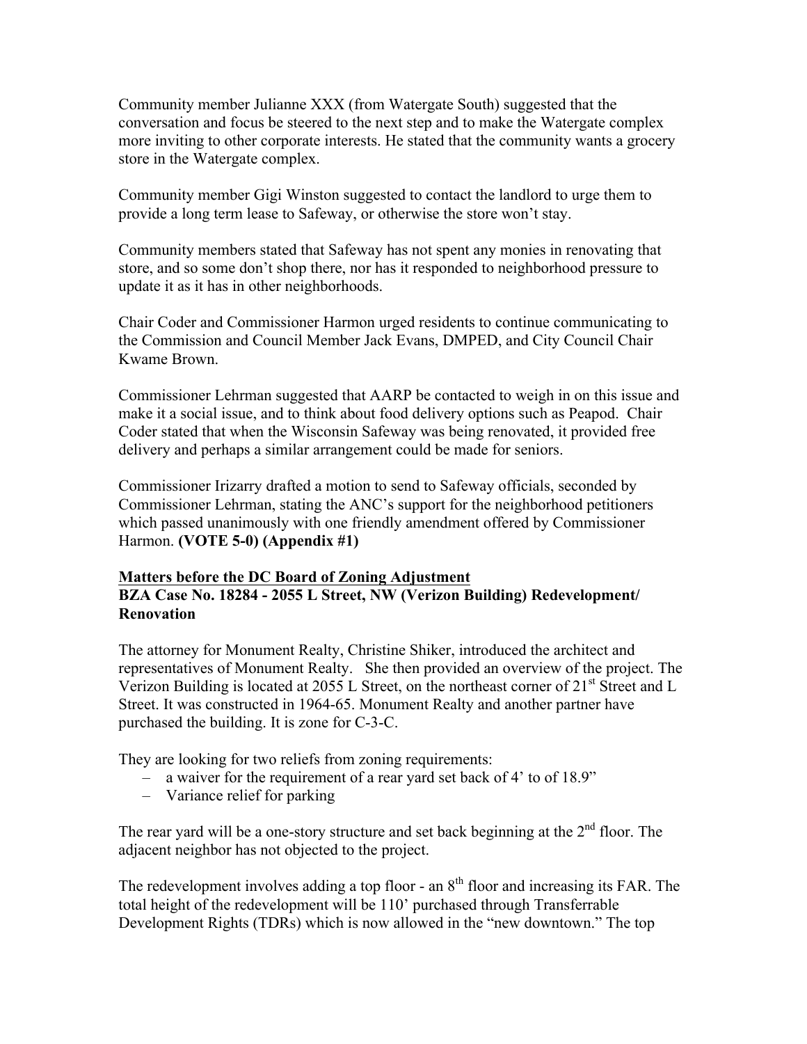Community member Julianne XXX (from Watergate South) suggested that the conversation and focus be steered to the next step and to make the Watergate complex more inviting to other corporate interests. He stated that the community wants a grocery store in the Watergate complex.

Community member Gigi Winston suggested to contact the landlord to urge them to provide a long term lease to Safeway, or otherwise the store won't stay.

Community members stated that Safeway has not spent any monies in renovating that store, and so some don't shop there, nor has it responded to neighborhood pressure to update it as it has in other neighborhoods.

Chair Coder and Commissioner Harmon urged residents to continue communicating to the Commission and Council Member Jack Evans, DMPED, and City Council Chair Kwame Brown.

Commissioner Lehrman suggested that AARP be contacted to weigh in on this issue and make it a social issue, and to think about food delivery options such as Peapod. Chair Coder stated that when the Wisconsin Safeway was being renovated, it provided free delivery and perhaps a similar arrangement could be made for seniors.

Commissioner Irizarry drafted a motion to send to Safeway officials, seconded by Commissioner Lehrman, stating the ANC's support for the neighborhood petitioners which passed unanimously with one friendly amendment offered by Commissioner Harmon. **(VOTE 5-0) (Appendix #1)**

**<u>Matters before the DC Board of Zoning Adjustment</u>**
**BZA Case No. 18284 - 2055 L Street, NW (Verizon Building) Redevelopment/ Renovation**

The attorney for Monument Realty, Christine Shiker, introduced the architect and representatives of Monument Realty. She then provided an overview of the project. The Verizon Building is located at 2055 L Street, on the northeast corner of 21st Street and L Street. It was constructed in 1964-65. Monument Realty and another partner have purchased the building. It is zone for C-3-C.

They are looking for two reliefs from zoning requirements:

- a waiver for the requirement of a rear yard set back of 4' to of 18.9"
- Variance relief for parking

The rear yard will be a one-story structure and set back beginning at the 2nd floor. The adjacent neighbor has not objected to the project.

The redevelopment involves adding a top floor - an 8th floor and increasing its FAR. The total height of the redevelopment will be 110' purchased through Transferrable Development Rights (TDRs) which is now allowed in the "new downtown." The top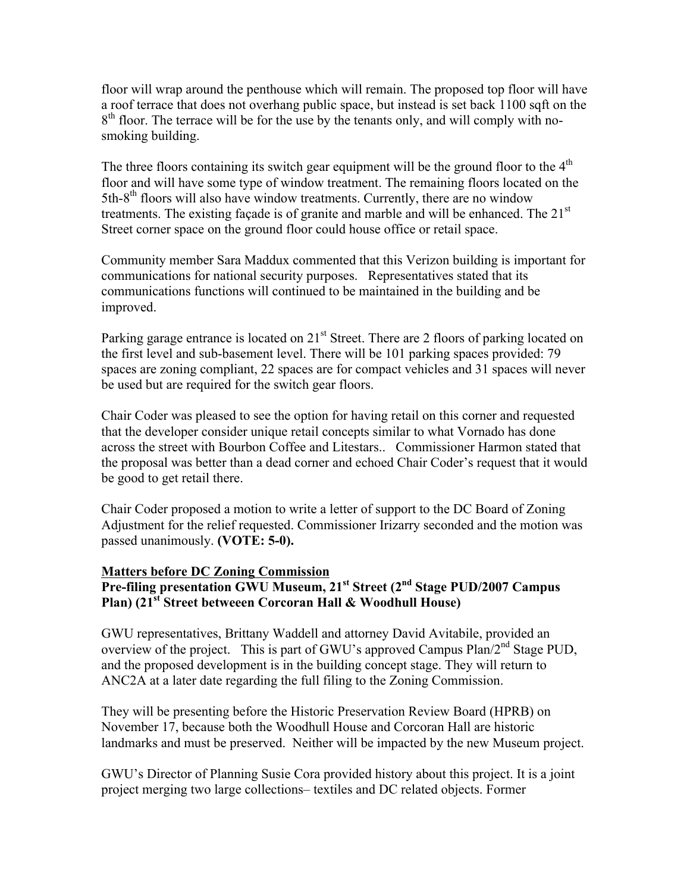floor will wrap around the penthouse which will remain. The proposed top floor will have a roof terrace that does not overhang public space, but instead is set back 1100 sqft on the 8th floor. The terrace will be for the use by the tenants only, and will comply with no-smoking building.

The three floors containing its switch gear equipment will be the ground floor to the 4th floor and will have some type of window treatment. The remaining floors located on the 5th-8th floors will also have window treatments. Currently, there are no window treatments. The existing façade is of granite and marble and will be enhanced. The 21st Street corner space on the ground floor could house office or retail space.

Community member Sara Maddux commented that this Verizon building is important for communications for national security purposes. Representatives stated that its communications functions will continued to be maintained in the building and be improved.

Parking garage entrance is located on 21st Street. There are 2 floors of parking located on the first level and sub-basement level. There will be 101 parking spaces provided: 79 spaces are zoning compliant, 22 spaces are for compact vehicles and 31 spaces will never be used but are required for the switch gear floors.

Chair Coder was pleased to see the option for having retail on this corner and requested that the developer consider unique retail concepts similar to what Vornado has done across the street with Bourbon Coffee and Litestars.. Commissioner Harmon stated that the proposal was better than a dead corner and echoed Chair Coder's request that it would be good to get retail there.

Chair Coder proposed a motion to write a letter of support to the DC Board of Zoning Adjustment for the relief requested. Commissioner Irizarry seconded and the motion was passed unanimously. **(VOTE: 5-0).**

**Matters before DC Zoning Commission**

**Pre-filing presentation GWU Museum, 21st Street (2nd Stage PUD/2007 Campus Plan) (21st Street betweeen Corcoran Hall & Woodhull House)**

GWU representatives, Brittany Waddell and attorney David Avitabile, provided an overview of the project. This is part of GWU's approved Campus Plan/2nd Stage PUD, and the proposed development is in the building concept stage. They will return to ANC2A at a later date regarding the full filing to the Zoning Commission.

They will be presenting before the Historic Preservation Review Board (HPRB) on November 17, because both the Woodhull House and Corcoran Hall are historic landmarks and must be preserved. Neither will be impacted by the new Museum project.

GWU's Director of Planning Susie Cora provided history about this project. It is a joint project merging two large collections– textiles and DC related objects. Former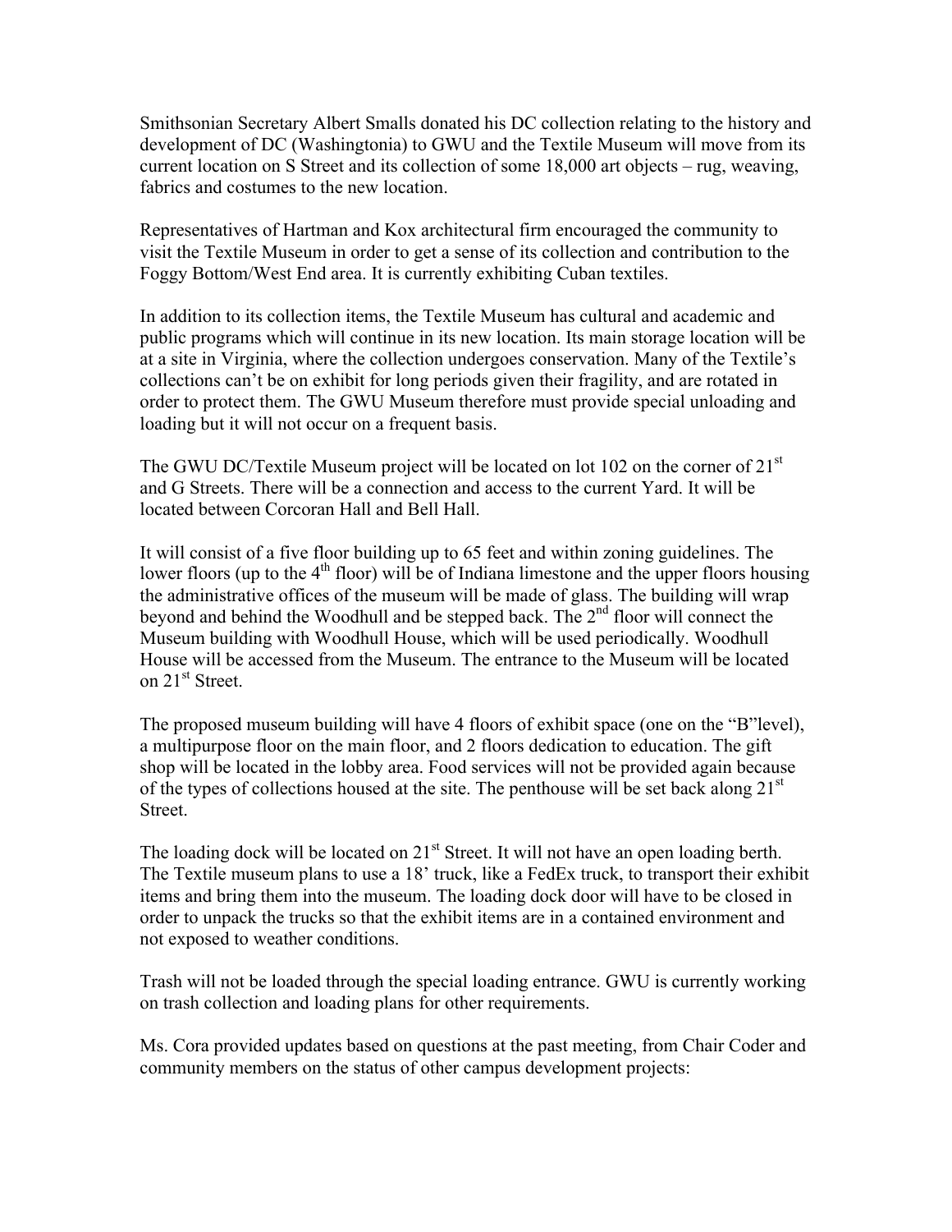Smithsonian Secretary Albert Smalls donated his DC collection relating to the history and development of DC (Washingtonia) to GWU and the Textile Museum will move from its current location on S Street and its collection of some 18,000 art objects – rug, weaving, fabrics and costumes to the new location.

Representatives of Hartman and Kox architectural firm encouraged the community to visit the Textile Museum in order to get a sense of its collection and contribution to the Foggy Bottom/West End area. It is currently exhibiting Cuban textiles.

In addition to its collection items, the Textile Museum has cultural and academic and public programs which will continue in its new location. Its main storage location will be at a site in Virginia, where the collection undergoes conservation. Many of the Textile's collections can't be on exhibit for long periods given their fragility, and are rotated in order to protect them. The GWU Museum therefore must provide special unloading and loading but it will not occur on a frequent basis.

The GWU DC/Textile Museum project will be located on lot 102 on the corner of 21st and G Streets. There will be a connection and access to the current Yard. It will be located between Corcoran Hall and Bell Hall.

It will consist of a five floor building up to 65 feet and within zoning guidelines. The lower floors (up to the 4th floor) will be of Indiana limestone and the upper floors housing the administrative offices of the museum will be made of glass. The building will wrap beyond and behind the Woodhull and be stepped back. The 2nd floor will connect the Museum building with Woodhull House, which will be used periodically. Woodhull House will be accessed from the Museum. The entrance to the Museum will be located on 21st Street.

The proposed museum building will have 4 floors of exhibit space (one on the "B"level), a multipurpose floor on the main floor, and 2 floors dedication to education. The gift shop will be located in the lobby area. Food services will not be provided again because of the types of collections housed at the site. The penthouse will be set back along 21st Street.

The loading dock will be located on 21st Street. It will not have an open loading berth. The Textile museum plans to use a 18' truck, like a FedEx truck, to transport their exhibit items and bring them into the museum. The loading dock door will have to be closed in order to unpack the trucks so that the exhibit items are in a contained environment and not exposed to weather conditions.

Trash will not be loaded through the special loading entrance. GWU is currently working on trash collection and loading plans for other requirements.

Ms. Cora provided updates based on questions at the past meeting, from Chair Coder and community members on the status of other campus development projects: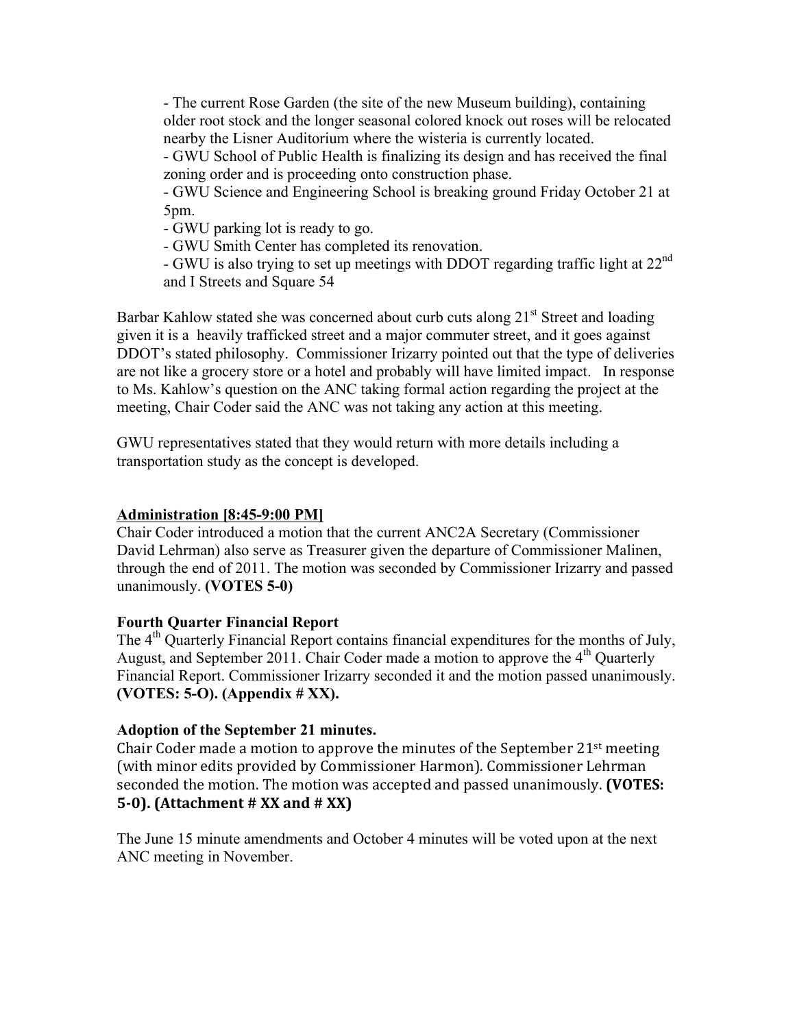- The current Rose Garden (the site of the new Museum building), containing older root stock and the longer seasonal colored knock out roses will be relocated nearby the Lisner Auditorium where the wisteria is currently located.
- GWU School of Public Health is finalizing its design and has received the final zoning order and is proceeding onto construction phase.
- GWU Science and Engineering School is breaking ground Friday October 21 at 5pm.
- GWU parking lot is ready to go.
- GWU Smith Center has completed its renovation.
- GWU is also trying to set up meetings with DDOT regarding traffic light at 22nd and I Streets and Square 54

Barbar Kahlow stated she was concerned about curb cuts along 21st Street and loading given it is a heavily trafficked street and a major commuter street, and it goes against DDOT's stated philosophy. Commissioner Irizarry pointed out that the type of deliveries are not like a grocery store or a hotel and probably will have limited impact. In response to Ms. Kahlow's question on the ANC taking formal action regarding the project at the meeting, Chair Coder said the ANC was not taking any action at this meeting.

GWU representatives stated that they would return with more details including a transportation study as the concept is developed.

**Administration [8:45-9:00 PM]**

Chair Coder introduced a motion that the current ANC2A Secretary (Commissioner David Lehrman) also serve as Treasurer given the departure of Commissioner Malinen, through the end of 2011. The motion was seconded by Commissioner Irizarry and passed unanimously. **(VOTES 5-0)**

**Fourth Quarter Financial Report**

The 4th Quarterly Financial Report contains financial expenditures for the months of July, August, and September 2011. Chair Coder made a motion to approve the 4th Quarterly Financial Report. Commissioner Irizarry seconded it and the motion passed unanimously. **(VOTES: 5-O). (Appendix # XX).**

**Adoption of the September 21 minutes.**

Chair Coder made a motion to approve the minutes of the September 21st meeting (with minor edits provided by Commissioner Harmon). Commissioner Lehrman seconded the motion. The motion was accepted and passed unanimously. **(VOTES: 5-0). (Attachment # XX and # XX)**

The June 15 minute amendments and October 4 minutes will be voted upon at the next ANC meeting in November.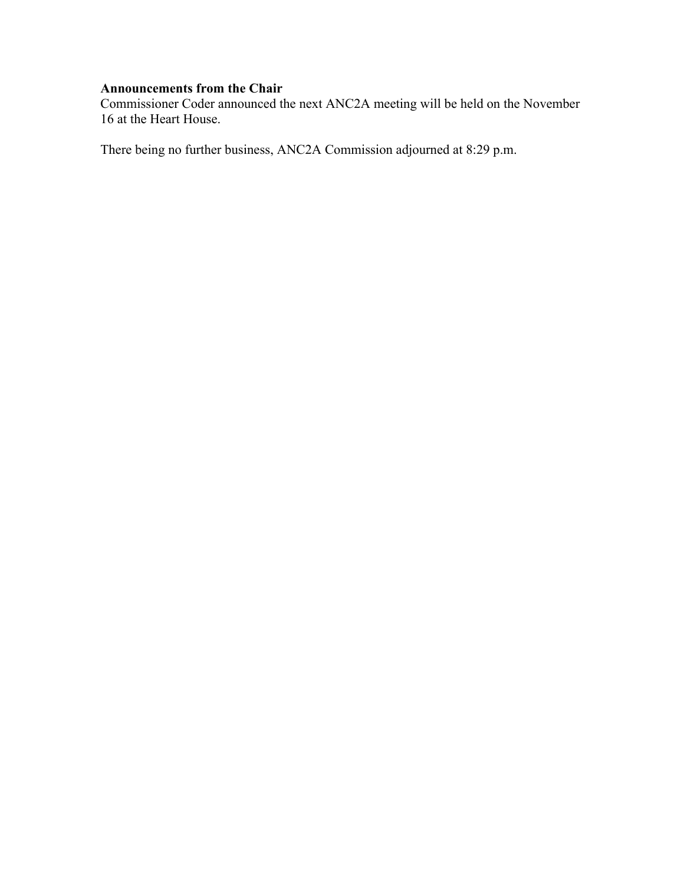**Announcements from the Chair**
Commissioner Coder announced the next ANC2A meeting will be held on the November 16 at the Heart House.

There being no further business, ANC2A Commission adjourned at 8:29 p.m.